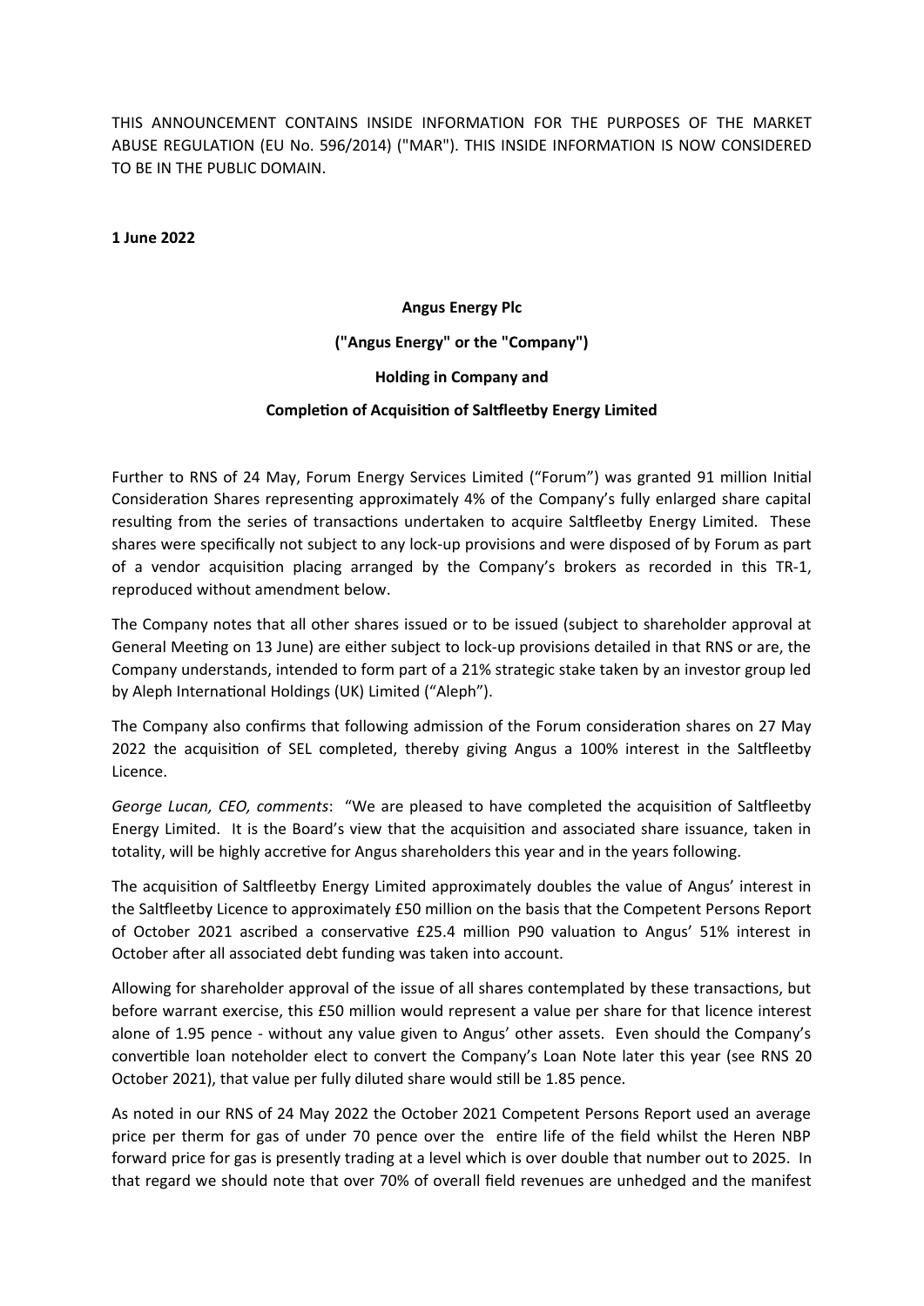THIS ANNOUNCEMENT CONTAINS INSIDE INFORMATION FOR THE PURPOSES OF THE MARKET ABUSE REGULATION (EU No. 596/2014) ("MAR"). THIS INSIDE INFORMATION IS NOW CONSIDERED TO BE IN THE PUBLIC DOMAIN.

**1 June 2022**

**Angus Energy Plc**

**("Angus Energy" or the "Company")**

**Holding in Company and**

**Completion of Acquisition of Saltfleetby Energy Limited**

Further to RNS of 24 May, Forum Energy Services Limited ("Forum") was granted 91 million Initial Consideration Shares representing approximately 4% of the Company's fully enlarged share capital resulting from the series of transactions undertaken to acquire Saltfleetby Energy Limited. These shares were specifically not subject to any lock-up provisions and were disposed of by Forum as part of a vendor acquisition placing arranged by the Company's brokers as recorded in this TR-1, reproduced without amendment below.

The Company notes that all other shares issued or to be issued (subject to shareholder approval at General Meeting on 13 June) are either subject to lock-up provisions detailed in that RNS or are, the Company understands, intended to form part of a 21% strategic stake taken by an investor group led by Aleph International Holdings (UK) Limited ("Aleph").

The Company also confirms that following admission of the Forum consideration shares on 27 May 2022 the acquisition of SEL completed, thereby giving Angus a 100% interest in the Saltfleetby Licence.

*George Lucan, CEO, comments*: "We are pleased to have completed the acquisition of Saltfleetby Energy Limited. It is the Board's view that the acquisition and associated share issuance, taken in totality, will be highly accretive for Angus shareholders this year and in the years following.

The acquisition of Saltfleetby Energy Limited approximately doubles the value of Angus' interest in the Saltfleetby Licence to approximately £50 million on the basis that the Competent Persons Report of October 2021 ascribed a conservative £25.4 million P90 valuation to Angus' 51% interest in October after all associated debt funding was taken into account.

Allowing for shareholder approval of the issue of all shares contemplated by these transactions, but before warrant exercise, this £50 million would represent a value per share for that licence interest alone of 1.95 pence - without any value given to Angus' other assets. Even should the Company's convertible loan noteholder elect to convert the Company's Loan Note later this year (see RNS 20 October 2021), that value per fully diluted share would still be 1.85 pence.

As noted in our RNS of 24 May 2022 the October 2021 Competent Persons Report used an average price per therm for gas of under 70 pence over the entire life of the field whilst the Heren NBP forward price for gas is presently trading at a level which is over double that number out to 2025. In that regard we should note that over 70% of overall field revenues are unhedged and the manifest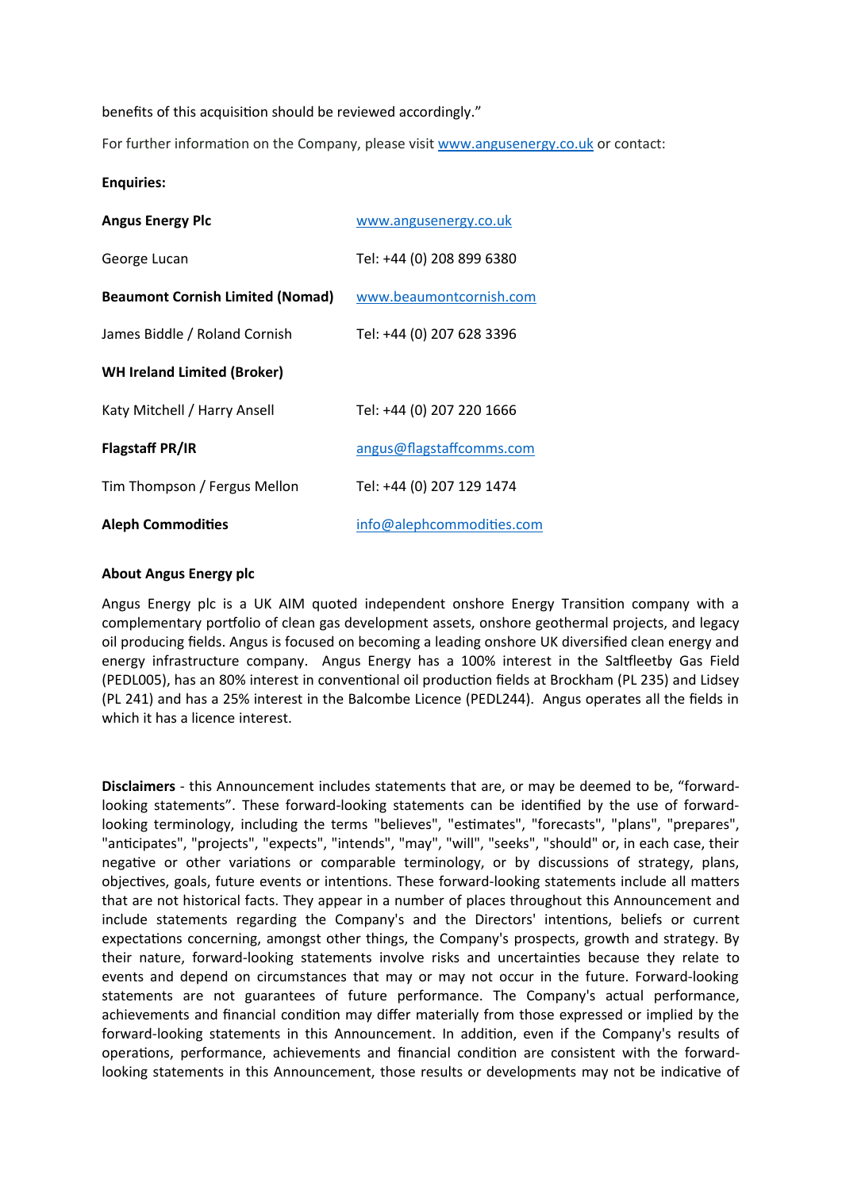benefits of this acquisition should be reviewed accordingly."

For further information on the Company, please visit www.angusenergy.co.uk or contact:

**Enquiries:**

| | |
|---|---|
| **Angus Energy Plc** | www.angusenergy.co.uk |
| George Lucan | Tel: +44 (0) 208 899 6380 |
| **Beaumont Cornish Limited (Nomad)** | www.beaumontcornish.com |
| James Biddle / Roland Cornish | Tel: +44 (0) 207 628 3396 |
| **WH Ireland Limited (Broker)** | |
| Katy Mitchell / Harry Ansell | Tel: +44 (0) 207 220 1666 |
| **Flagstaff PR/IR** | angus@flagstaffcomms.com |
| Tim Thompson / Fergus Mellon | Tel: +44 (0) 207 129 1474 |
| **Aleph Commodities** | info@alephcommodities.com |

**About Angus Energy plc**

Angus Energy plc is a UK AIM quoted independent onshore Energy Transition company with a complementary portfolio of clean gas development assets, onshore geothermal projects, and legacy oil producing fields. Angus is focused on becoming a leading onshore UK diversified clean energy and energy infrastructure company. Angus Energy has a 100% interest in the Saltfleetby Gas Field (PEDL005), has an 80% interest in conventional oil production fields at Brockham (PL 235) and Lidsey (PL 241) and has a 25% interest in the Balcombe Licence (PEDL244). Angus operates all the fields in which it has a licence interest.

**Disclaimers** - this Announcement includes statements that are, or may be deemed to be, "forward-looking statements". These forward-looking statements can be identified by the use of forward-looking terminology, including the terms "believes", "estimates", "forecasts", "plans", "prepares", "anticipates", "projects", "expects", "intends", "may", "will", "seeks", "should" or, in each case, their negative or other variations or comparable terminology, or by discussions of strategy, plans, objectives, goals, future events or intentions. These forward-looking statements include all matters that are not historical facts. They appear in a number of places throughout this Announcement and include statements regarding the Company's and the Directors' intentions, beliefs or current expectations concerning, amongst other things, the Company's prospects, growth and strategy. By their nature, forward-looking statements involve risks and uncertainties because they relate to events and depend on circumstances that may or may not occur in the future. Forward-looking statements are not guarantees of future performance. The Company's actual performance, achievements and financial condition may differ materially from those expressed or implied by the forward-looking statements in this Announcement. In addition, even if the Company's results of operations, performance, achievements and financial condition are consistent with the forward-looking statements in this Announcement, those results or developments may not be indicative of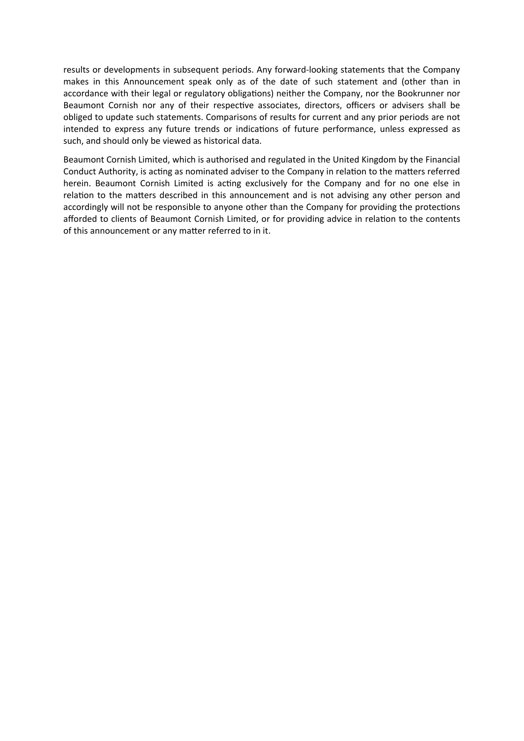results or developments in subsequent periods. Any forward-looking statements that the Company makes in this Announcement speak only as of the date of such statement and (other than in accordance with their legal or regulatory obligations) neither the Company, nor the Bookrunner nor Beaumont Cornish nor any of their respective associates, directors, officers or advisers shall be obliged to update such statements. Comparisons of results for current and any prior periods are not intended to express any future trends or indications of future performance, unless expressed as such, and should only be viewed as historical data.

Beaumont Cornish Limited, which is authorised and regulated in the United Kingdom by the Financial Conduct Authority, is acting as nominated adviser to the Company in relation to the matters referred herein. Beaumont Cornish Limited is acting exclusively for the Company and for no one else in relation to the matters described in this announcement and is not advising any other person and accordingly will not be responsible to anyone other than the Company for providing the protections afforded to clients of Beaumont Cornish Limited, or for providing advice in relation to the contents of this announcement or any matter referred to in it.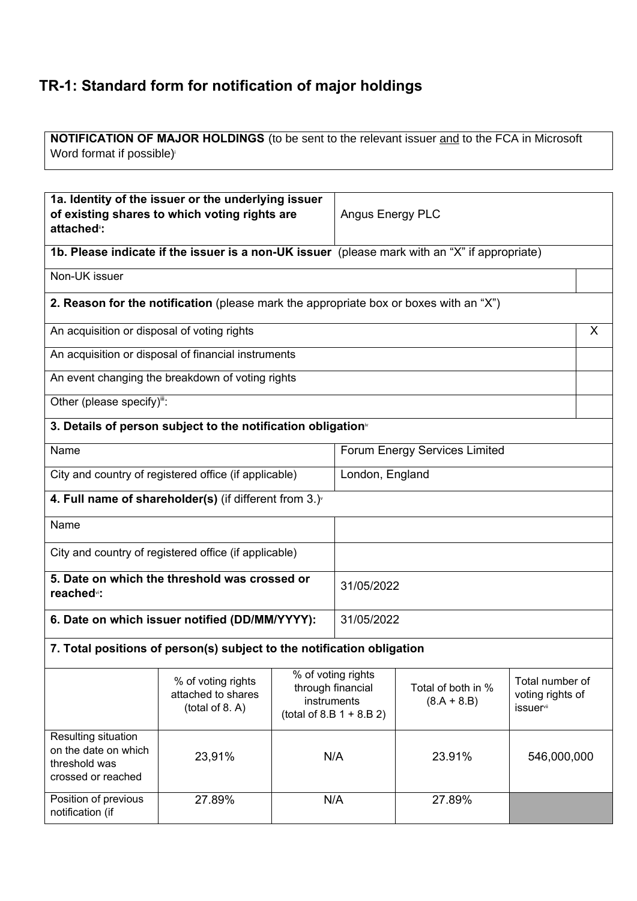## TR-1: Standard form for notification of major holdings

| **NOTIFICATION OF MAJOR HOLDINGS** (to be sent to the relevant issuer and to the FCA in Microsoft Word format if possible)[i] |
|---|

| | |
|---|---|
| **1a. Identity of the issuer or the underlying issuer of existing shares to which voting rights are attached**[ii]**:** | Angus Energy PLC |
| **1b. Please indicate if the issuer is a non-UK issuer** (please mark with an "X" if appropriate) | |
| Non-UK issuer | |
| **2. Reason for the notification** (please mark the appropriate box or boxes with an "X") | |
| An acquisition or disposal of voting rights | X |
| An acquisition or disposal of financial instruments | |
| An event changing the breakdown of voting rights | |
| Other (please specify)[iii]: | |
| **3. Details of person subject to the notification obligation**[iv] | |
| Name | Forum Energy Services Limited |
| City and country of registered office (if applicable) | London, England |
| **4. Full name of shareholder(s)** (if different from 3.)[v] | |
| Name | |
| City and country of registered office (if applicable) | |
| **5. Date on which the threshold was crossed or reached**[vi]**:** | 31/05/2022 |
| **6. Date on which issuer notified (DD/MM/YYYY):** | 31/05/2022 |

**7. Total positions of person(s) subject to the notification obligation**

| | % of voting rights attached to shares (total of 8. A) | % of voting rights through financial instruments (total of 8.B 1 + 8.B 2) | Total of both in % (8.A + 8.B) | Total number of voting rights of issuer[vii] |
|---|---|---|---|---|
| Resulting situation on the date on which threshold was crossed or reached | 23,91% | N/A | 23.91% | 546,000,000 |
| Position of previous notification (if | 27.89% | N/A | 27.89% | |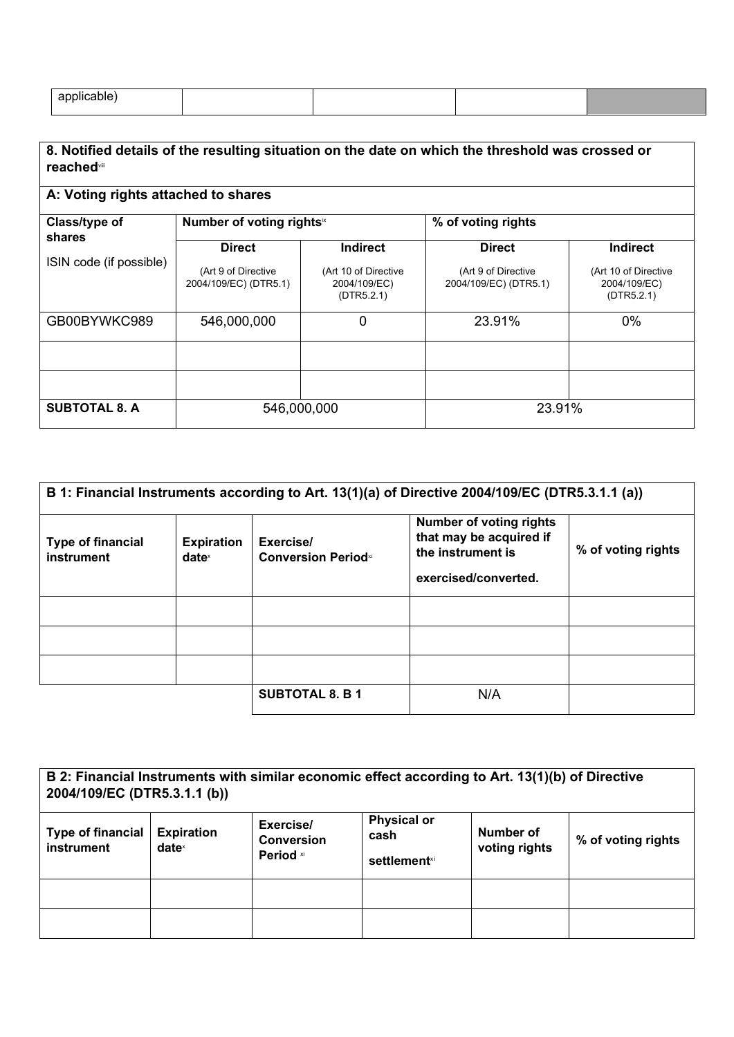| applicable) | | | | |
|---|---|---|---|---|

| 8. Notified details of the resulting situation on the date on which the threshold was crossed or reached[viii] | | | | |
|---|---|---|---|---|
| **A: Voting rights attached to shares** | | | | |
| **Class/type of shares** ISIN code (if possible) | **Number of voting rights**[ix] | | **% of voting rights** | |
| | **Direct** (Art 9 of Directive 2004/109/EC) (DTR5.1) | **Indirect** (Art 10 of Directive 2004/109/EC) (DTR5.2.1) | **Direct** (Art 9 of Directive 2004/109/EC) (DTR5.1) | **Indirect** (Art 10 of Directive 2004/109/EC) (DTR5.2.1) |
| GB00BYWKC989 | 546,000,000 | 0 | 23.91% | 0% |
| | | | | |
| | | | | |
| **SUBTOTAL 8. A** | 546,000,000 | | 23.91% | |

| B 1: Financial Instruments according to Art. 13(1)(a) of Directive 2004/109/EC (DTR5.3.1.1 (a)) | | | | |
|---|---|---|---|---|
| **Type of financial instrument** | **Expiration date**[x] | **Exercise/ Conversion Period**[xi] | **Number of voting rights that may be acquired if the instrument is exercised/converted.** | **% of voting rights** |
| | | | | |
| | | | | |
| | | | | |
| | | **SUBTOTAL 8. B 1** | N/A | |

| B 2: Financial Instruments with similar economic effect according to Art. 13(1)(b) of Directive 2004/109/EC (DTR5.3.1.1 (b)) | | | | | |
|---|---|---|---|---|---|
| **Type of financial instrument** | **Expiration date**[x] | **Exercise/ Conversion Period** [xi] | **Physical or cash settlement**[xii] | **Number of voting rights** | **% of voting rights** |
| | | | | | |
| | | | | | |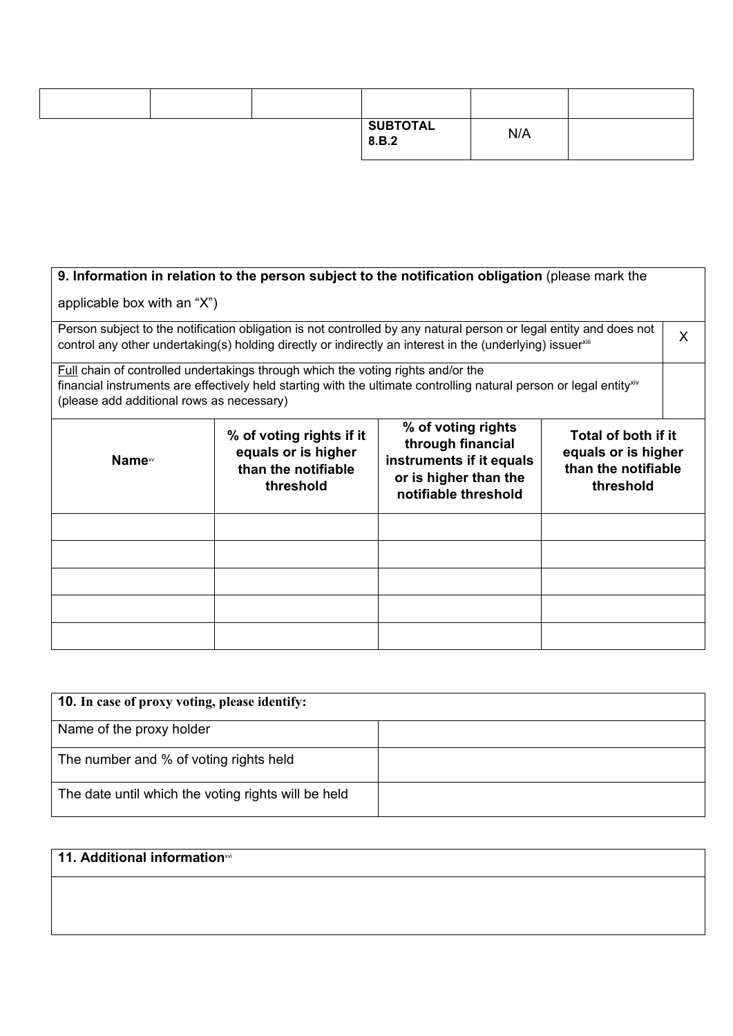| | | | | | |
|---|---|---|---|---|---|
| | | | | | |
| | | | **SUBTOTAL 8.B.2** | N/A | |

| **9. Information in relation to the person subject to the notification obligation** (please mark the applicable box with an "X") | | | |
|---|---|---|---|
| Person subject to the notification obligation is not controlled by any natural person or legal entity and does not control any other undertaking(s) holding directly or indirectly an interest in the (underlying) issuer[xiii] | | | X |
| Full chain of controlled undertakings through which the voting rights and/or the financial instruments are effectively held starting with the ultimate controlling natural person or legal entity[xiv] (please add additional rows as necessary) | | | |
| **Name**[xv] | **% of voting rights if it equals or is higher than the notifiable threshold** | **% of voting rights through financial instruments if it equals or is higher than the notifiable threshold** | **Total of both if it equals or is higher than the notifiable threshold** |
| | | | |
| | | | |
| | | | |
| | | | |
| | | | |

| **10. In case of proxy voting, please identify:** | |
|---|---|
| Name of the proxy holder | |
| The number and % of voting rights held | |
| The date until which the voting rights will be held | |

| **11. Additional information**[xvi] |
|---|
| |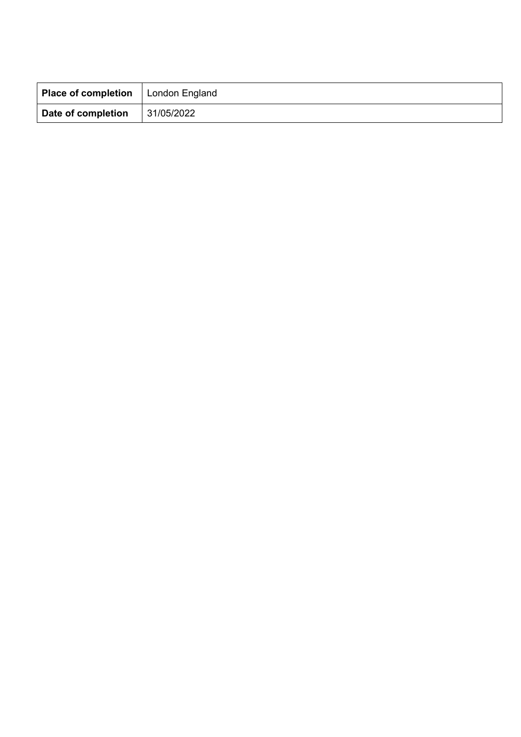| **Place of completion** | London England |
| --- | --- |
| **Date of completion** | 31/05/2022 |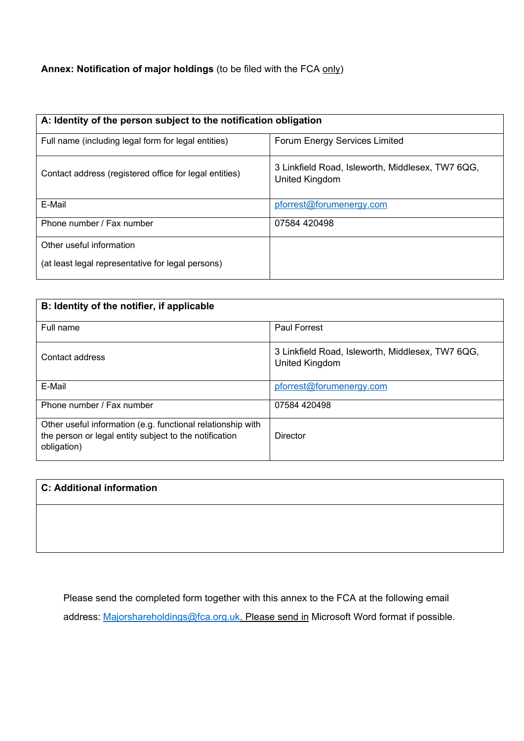**Annex: Notification of major holdings** (to be filed with the FCA only)

| **A: Identity of the person subject to the notification obligation** | |
|---|---|
| Full name (including legal form for legal entities) | Forum Energy Services Limited |
| Contact address (registered office for legal entities) | 3 Linkfield Road, Isleworth, Middlesex, TW7 6QG, United Kingdom |
| E-Mail | pforrest@forumenergy.com |
| Phone number / Fax number | 07584 420498 |
| Other useful information<br><br>(at least legal representative for legal persons) | |

| **B: Identity of the notifier, if applicable** | |
|---|---|
| Full name | Paul Forrest |
| Contact address | 3 Linkfield Road, Isleworth, Middlesex, TW7 6QG, United Kingdom |
| E-Mail | pforrest@forumenergy.com |
| Phone number / Fax number | 07584 420498 |
| Other useful information (e.g. functional relationship with the person or legal entity subject to the notification obligation) | Director |

| **C: Additional information** |
|---|
| |

Please send the completed form together with this annex to the FCA at the following email address: Majorshareholdings@fca.org.uk. Please send in Microsoft Word format if possible.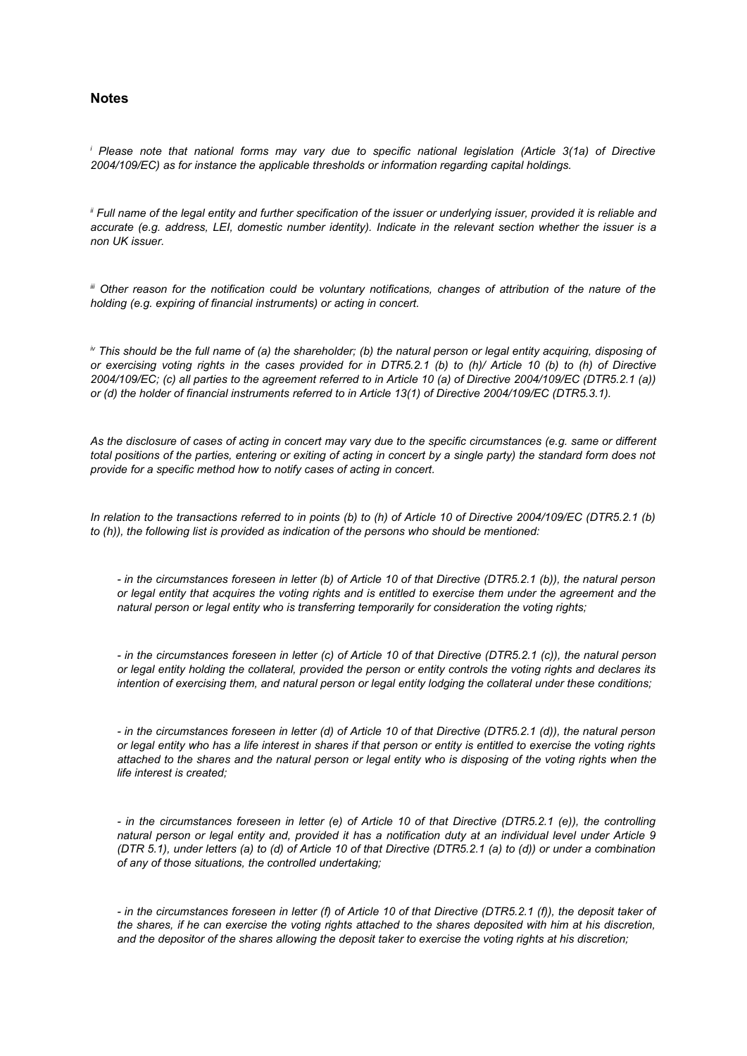## Notes

*[i] Please note that national forms may vary due to specific national legislation (Article 3(1a) of Directive 2004/109/EC) as for instance the applicable thresholds or information regarding capital holdings.*

*[ii] Full name of the legal entity and further specification of the issuer or underlying issuer, provided it is reliable and accurate (e.g. address, LEI, domestic number identity). Indicate in the relevant section whether the issuer is a non UK issuer.*

*[iii] Other reason for the notification could be voluntary notifications, changes of attribution of the nature of the holding (e.g. expiring of financial instruments) or acting in concert.*

*[iv] This should be the full name of (a) the shareholder; (b) the natural person or legal entity acquiring, disposing of or exercising voting rights in the cases provided for in DTR5.2.1 (b) to (h)/ Article 10 (b) to (h) of Directive 2004/109/EC; (c) all parties to the agreement referred to in Article 10 (a) of Directive 2004/109/EC (DTR5.2.1 (a)) or (d) the holder of financial instruments referred to in Article 13(1) of Directive 2004/109/EC (DTR5.3.1).*

*As the disclosure of cases of acting in concert may vary due to the specific circumstances (e.g. same or different total positions of the parties, entering or exiting of acting in concert by a single party) the standard form does not provide for a specific method how to notify cases of acting in concert.*

*In relation to the transactions referred to in points (b) to (h) of Article 10 of Directive 2004/109/EC (DTR5.2.1 (b) to (h)), the following list is provided as indication of the persons who should be mentioned:*

- *in the circumstances foreseen in letter (b) of Article 10 of that Directive (DTR5.2.1 (b)), the natural person or legal entity that acquires the voting rights and is entitled to exercise them under the agreement and the natural person or legal entity who is transferring temporarily for consideration the voting rights;*

- *in the circumstances foreseen in letter (c) of Article 10 of that Directive (DTR5.2.1 (c)), the natural person or legal entity holding the collateral, provided the person or entity controls the voting rights and declares its intention of exercising them, and natural person or legal entity lodging the collateral under these conditions;*

- *in the circumstances foreseen in letter (d) of Article 10 of that Directive (DTR5.2.1 (d)), the natural person or legal entity who has a life interest in shares if that person or entity is entitled to exercise the voting rights attached to the shares and the natural person or legal entity who is disposing of the voting rights when the life interest is created;*

- *in the circumstances foreseen in letter (e) of Article 10 of that Directive (DTR5.2.1 (e)), the controlling natural person or legal entity and, provided it has a notification duty at an individual level under Article 9 (DTR 5.1), under letters (a) to (d) of Article 10 of that Directive (DTR5.2.1 (a) to (d)) or under a combination of any of those situations, the controlled undertaking;*

- *in the circumstances foreseen in letter (f) of Article 10 of that Directive (DTR5.2.1 (f)), the deposit taker of the shares, if he can exercise the voting rights attached to the shares deposited with him at his discretion, and the depositor of the shares allowing the deposit taker to exercise the voting rights at his discretion;*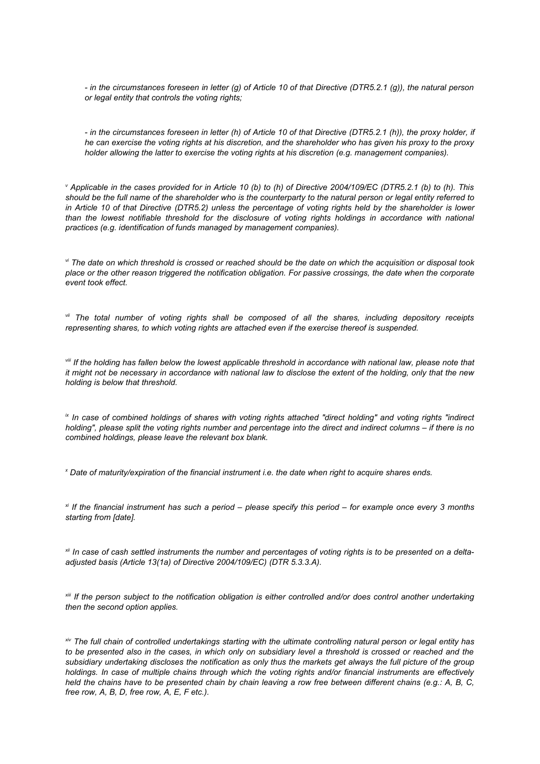*- in the circumstances foreseen in letter (g) of Article 10 of that Directive (DTR5.2.1 (g)), the natural person or legal entity that controls the voting rights;*

*- in the circumstances foreseen in letter (h) of Article 10 of that Directive (DTR5.2.1 (h)), the proxy holder, if he can exercise the voting rights at his discretion, and the shareholder who has given his proxy to the proxy holder allowing the latter to exercise the voting rights at his discretion (e.g. management companies).*

[v] *Applicable in the cases provided for in Article 10 (b) to (h) of Directive 2004/109/EC (DTR5.2.1 (b) to (h). This should be the full name of the shareholder who is the counterparty to the natural person or legal entity referred to in Article 10 of that Directive (DTR5.2) unless the percentage of voting rights held by the shareholder is lower than the lowest notifiable threshold for the disclosure of voting rights holdings in accordance with national practices (e.g. identification of funds managed by management companies).*

[vi] *The date on which threshold is crossed or reached should be the date on which the acquisition or disposal took place or the other reason triggered the notification obligation. For passive crossings, the date when the corporate event took effect.*

[vii] *The total number of voting rights shall be composed of all the shares, including depository receipts representing shares, to which voting rights are attached even if the exercise thereof is suspended.*

[viii] *If the holding has fallen below the lowest applicable threshold in accordance with national law, please note that it might not be necessary in accordance with national law to disclose the extent of the holding, only that the new holding is below that threshold.*

[ix] *In case of combined holdings of shares with voting rights attached "direct holding" and voting rights "indirect holding", please split the voting rights number and percentage into the direct and indirect columns – if there is no combined holdings, please leave the relevant box blank.*

[x] *Date of maturity/expiration of the financial instrument i.e. the date when right to acquire shares ends.*

[xi] *If the financial instrument has such a period – please specify this period – for example once every 3 months starting from [date].*

[xii] *In case of cash settled instruments the number and percentages of voting rights is to be presented on a delta-adjusted basis (Article 13(1a) of Directive 2004/109/EC) (DTR 5.3.3.A).*

[xiii] *If the person subject to the notification obligation is either controlled and/or does control another undertaking then the second option applies.*

[xiv] *The full chain of controlled undertakings starting with the ultimate controlling natural person or legal entity has to be presented also in the cases, in which only on subsidiary level a threshold is crossed or reached and the subsidiary undertaking discloses the notification as only thus the markets get always the full picture of the group holdings. In case of multiple chains through which the voting rights and/or financial instruments are effectively held the chains have to be presented chain by chain leaving a row free between different chains (e.g.: A, B, C, free row, A, B, D, free row, A, E, F etc.).*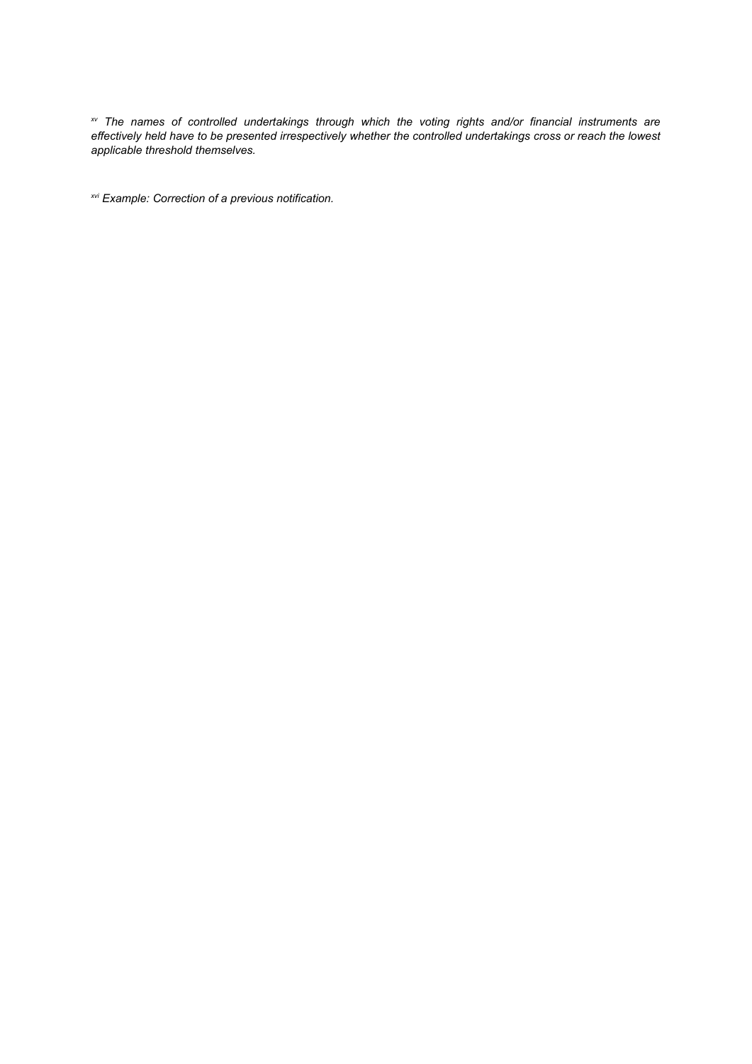[xv] *The names of controlled undertakings through which the voting rights and/or financial instruments are effectively held have to be presented irrespectively whether the controlled undertakings cross or reach the lowest applicable threshold themselves.*

[xvi] *Example: Correction of a previous notification.*